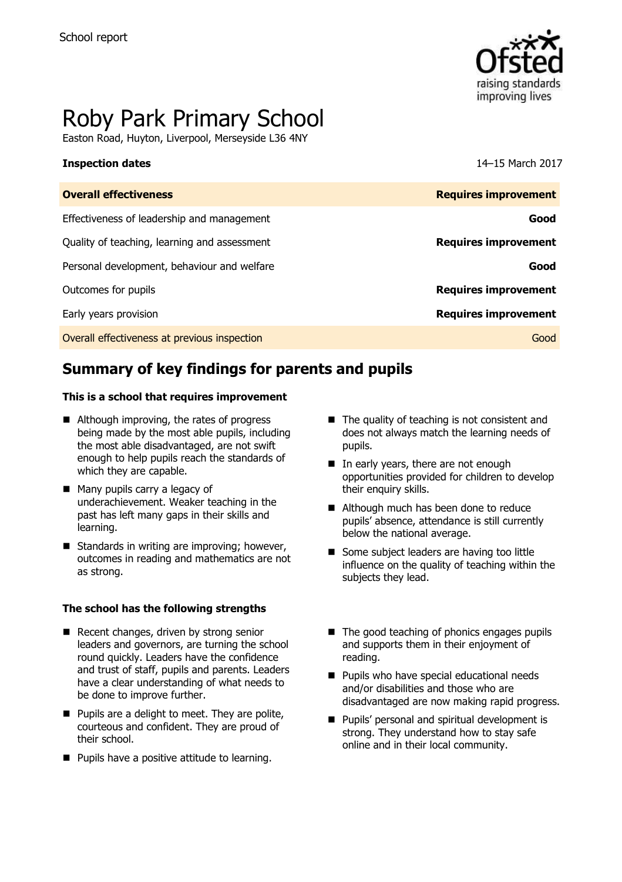School report

# Roby Park Primary School

Easton Road, Huyton, Liverpool, Merseyside L36 4NY

**Inspection dates** 14–15 March 2017

| **Overall effectiveness** | **Requires improvement** |
| --- | --- |
| Effectiveness of leadership and management | **Good** |
| Quality of teaching, learning and assessment | **Requires improvement** |
| Personal development, behaviour and welfare | **Good** |
| Outcomes for pupils | **Requires improvement** |
| Early years provision | **Requires improvement** |
| Overall effectiveness at previous inspection | Good |

## Summary of key findings for parents and pupils

**This is a school that requires improvement**

- Although improving, the rates of progress being made by the most able pupils, including the most able disadvantaged, are not swift enough to help pupils reach the standards of which they are capable.
- Many pupils carry a legacy of underachievement. Weaker teaching in the past has left many gaps in their skills and learning.
- Standards in writing are improving; however, outcomes in reading and mathematics are not as strong.
- The quality of teaching is not consistent and does not always match the learning needs of pupils.
- In early years, there are not enough opportunities provided for children to develop their enquiry skills.
- Although much has been done to reduce pupils' absence, attendance is still currently below the national average.
- Some subject leaders are having too little influence on the quality of teaching within the subjects they lead.

**The school has the following strengths**

- Recent changes, driven by strong senior leaders and governors, are turning the school round quickly. Leaders have the confidence and trust of staff, pupils and parents. Leaders have a clear understanding of what needs to be done to improve further.
- Pupils are a delight to meet. They are polite, courteous and confident. They are proud of their school.
- Pupils have a positive attitude to learning.
- The good teaching of phonics engages pupils and supports them in their enjoyment of reading.
- Pupils who have special educational needs and/or disabilities and those who are disadvantaged are now making rapid progress.
- Pupils' personal and spiritual development is strong. They understand how to stay safe online and in their local community.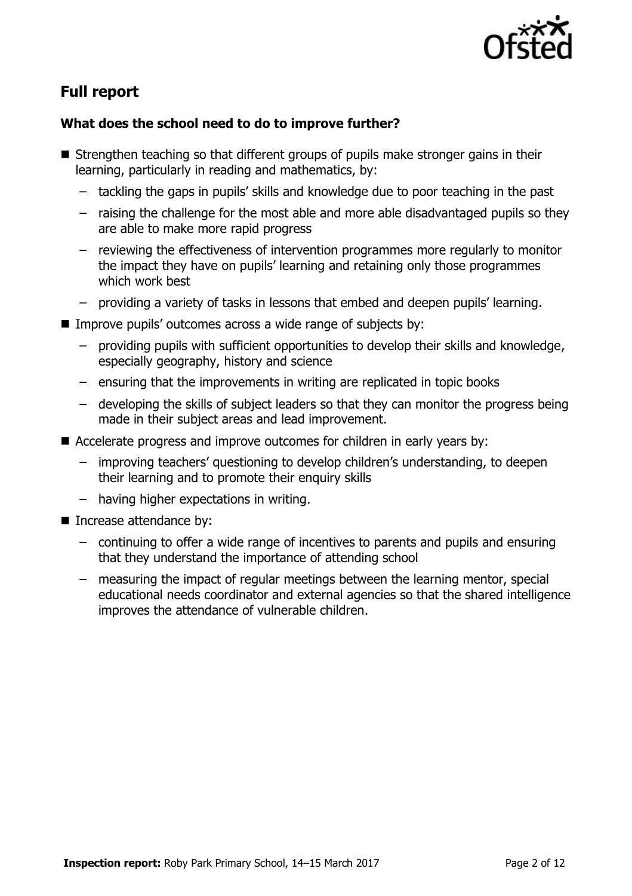## Full report

### What does the school need to do to improve further?

- Strengthen teaching so that different groups of pupils make stronger gains in their learning, particularly in reading and mathematics, by:
  - tackling the gaps in pupils' skills and knowledge due to poor teaching in the past
  - raising the challenge for the most able and more able disadvantaged pupils so they are able to make more rapid progress
  - reviewing the effectiveness of intervention programmes more regularly to monitor the impact they have on pupils' learning and retaining only those programmes which work best
  - providing a variety of tasks in lessons that embed and deepen pupils' learning.
- Improve pupils' outcomes across a wide range of subjects by:
  - providing pupils with sufficient opportunities to develop their skills and knowledge, especially geography, history and science
  - ensuring that the improvements in writing are replicated in topic books
  - developing the skills of subject leaders so that they can monitor the progress being made in their subject areas and lead improvement.
- Accelerate progress and improve outcomes for children in early years by:
  - improving teachers' questioning to develop children's understanding, to deepen their learning and to promote their enquiry skills
  - having higher expectations in writing.
- Increase attendance by:
  - continuing to offer a wide range of incentives to parents and pupils and ensuring that they understand the importance of attending school
  - measuring the impact of regular meetings between the learning mentor, special educational needs coordinator and external agencies so that the shared intelligence improves the attendance of vulnerable children.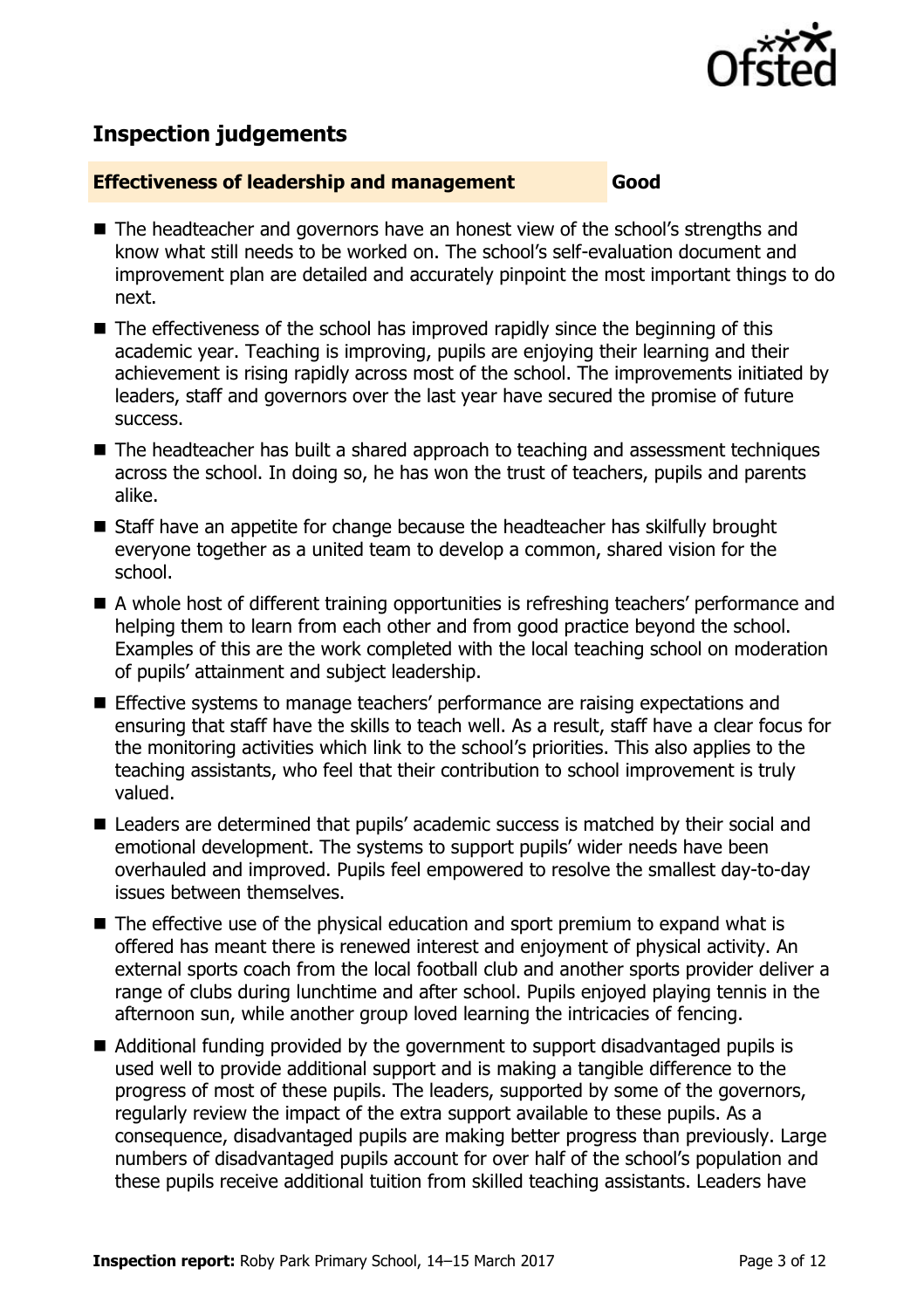## Inspection judgements

| **Effectiveness of leadership and management** | **Good** |
| --- | --- |

- The headteacher and governors have an honest view of the school's strengths and know what still needs to be worked on. The school's self-evaluation document and improvement plan are detailed and accurately pinpoint the most important things to do next.
- The effectiveness of the school has improved rapidly since the beginning of this academic year. Teaching is improving, pupils are enjoying their learning and their achievement is rising rapidly across most of the school. The improvements initiated by leaders, staff and governors over the last year have secured the promise of future success.
- The headteacher has built a shared approach to teaching and assessment techniques across the school. In doing so, he has won the trust of teachers, pupils and parents alike.
- Staff have an appetite for change because the headteacher has skilfully brought everyone together as a united team to develop a common, shared vision for the school.
- A whole host of different training opportunities is refreshing teachers' performance and helping them to learn from each other and from good practice beyond the school. Examples of this are the work completed with the local teaching school on moderation of pupils' attainment and subject leadership.
- Effective systems to manage teachers' performance are raising expectations and ensuring that staff have the skills to teach well. As a result, staff have a clear focus for the monitoring activities which link to the school's priorities. This also applies to the teaching assistants, who feel that their contribution to school improvement is truly valued.
- Leaders are determined that pupils' academic success is matched by their social and emotional development. The systems to support pupils' wider needs have been overhauled and improved. Pupils feel empowered to resolve the smallest day-to-day issues between themselves.
- The effective use of the physical education and sport premium to expand what is offered has meant there is renewed interest and enjoyment of physical activity. An external sports coach from the local football club and another sports provider deliver a range of clubs during lunchtime and after school. Pupils enjoyed playing tennis in the afternoon sun, while another group loved learning the intricacies of fencing.
- Additional funding provided by the government to support disadvantaged pupils is used well to provide additional support and is making a tangible difference to the progress of most of these pupils. The leaders, supported by some of the governors, regularly review the impact of the extra support available to these pupils. As a consequence, disadvantaged pupils are making better progress than previously. Large numbers of disadvantaged pupils account for over half of the school's population and these pupils receive additional tuition from skilled teaching assistants. Leaders have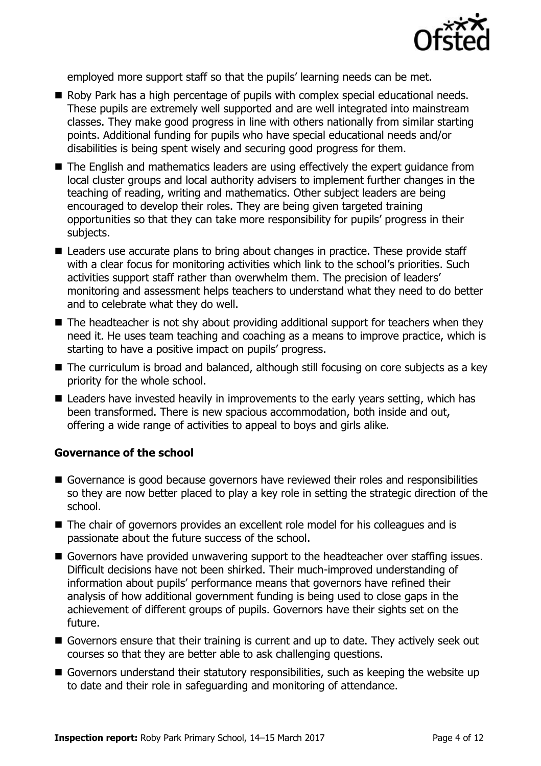employed more support staff so that the pupils' learning needs can be met.

- Roby Park has a high percentage of pupils with complex special educational needs. These pupils are extremely well supported and are well integrated into mainstream classes. They make good progress in line with others nationally from similar starting points. Additional funding for pupils who have special educational needs and/or disabilities is being spent wisely and securing good progress for them.
- The English and mathematics leaders are using effectively the expert guidance from local cluster groups and local authority advisers to implement further changes in the teaching of reading, writing and mathematics. Other subject leaders are being encouraged to develop their roles. They are being given targeted training opportunities so that they can take more responsibility for pupils' progress in their subjects.
- Leaders use accurate plans to bring about changes in practice. These provide staff with a clear focus for monitoring activities which link to the school's priorities. Such activities support staff rather than overwhelm them. The precision of leaders' monitoring and assessment helps teachers to understand what they need to do better and to celebrate what they do well.
- The headteacher is not shy about providing additional support for teachers when they need it. He uses team teaching and coaching as a means to improve practice, which is starting to have a positive impact on pupils' progress.
- The curriculum is broad and balanced, although still focusing on core subjects as a key priority for the whole school.
- Leaders have invested heavily in improvements to the early years setting, which has been transformed. There is new spacious accommodation, both inside and out, offering a wide range of activities to appeal to boys and girls alike.

### Governance of the school

- Governance is good because governors have reviewed their roles and responsibilities so they are now better placed to play a key role in setting the strategic direction of the school.
- The chair of governors provides an excellent role model for his colleagues and is passionate about the future success of the school.
- Governors have provided unwavering support to the headteacher over staffing issues. Difficult decisions have not been shirked. Their much-improved understanding of information about pupils' performance means that governors have refined their analysis of how additional government funding is being used to close gaps in the achievement of different groups of pupils. Governors have their sights set on the future.
- Governors ensure that their training is current and up to date. They actively seek out courses so that they are better able to ask challenging questions.
- Governors understand their statutory responsibilities, such as keeping the website up to date and their role in safeguarding and monitoring of attendance.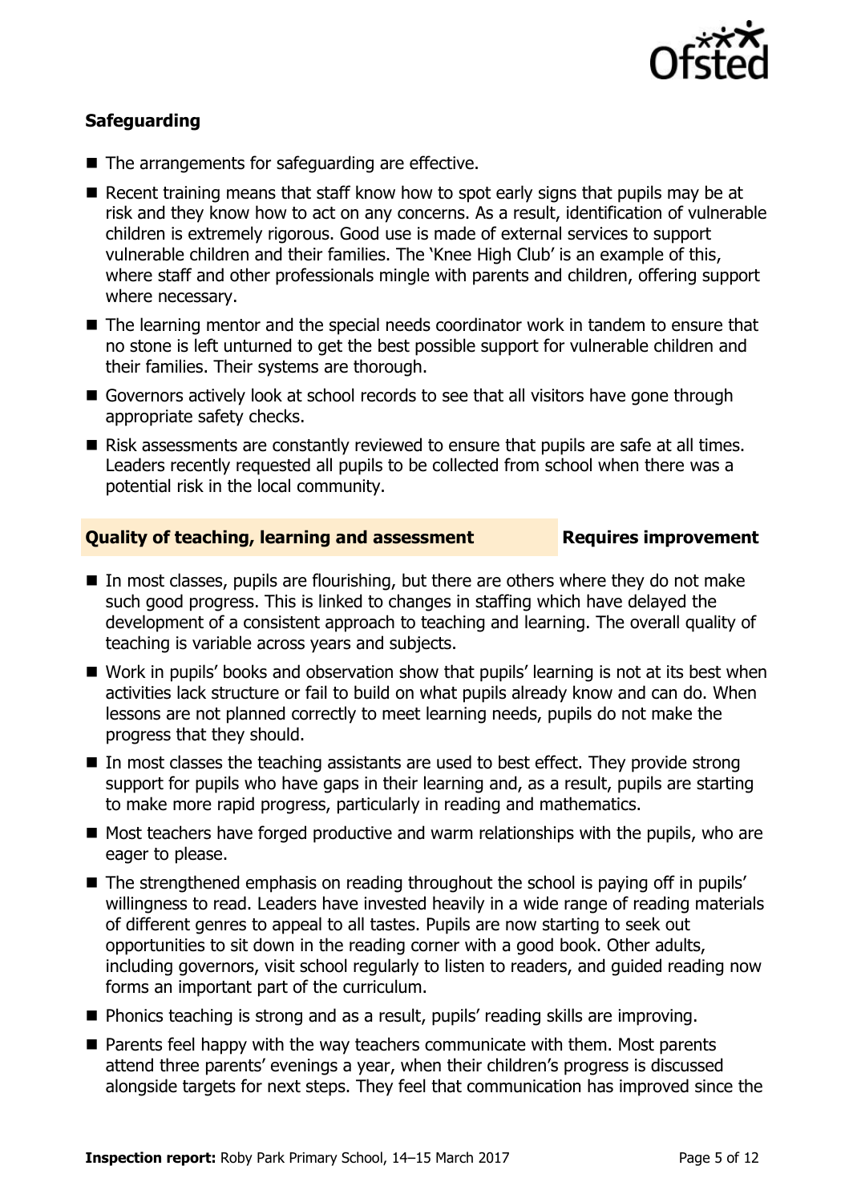### Safeguarding

- The arrangements for safeguarding are effective.
- Recent training means that staff know how to spot early signs that pupils may be at risk and they know how to act on any concerns. As a result, identification of vulnerable children is extremely rigorous. Good use is made of external services to support vulnerable children and their families. The 'Knee High Club' is an example of this, where staff and other professionals mingle with parents and children, offering support where necessary.
- The learning mentor and the special needs coordinator work in tandem to ensure that no stone is left unturned to get the best possible support for vulnerable children and their families. Their systems are thorough.
- Governors actively look at school records to see that all visitors have gone through appropriate safety checks.
- Risk assessments are constantly reviewed to ensure that pupils are safe at all times. Leaders recently requested all pupils to be collected from school when there was a potential risk in the local community.

### Quality of teaching, learning and assessment — Requires improvement

- In most classes, pupils are flourishing, but there are others where they do not make such good progress. This is linked to changes in staffing which have delayed the development of a consistent approach to teaching and learning. The overall quality of teaching is variable across years and subjects.
- Work in pupils' books and observation show that pupils' learning is not at its best when activities lack structure or fail to build on what pupils already know and can do. When lessons are not planned correctly to meet learning needs, pupils do not make the progress that they should.
- In most classes the teaching assistants are used to best effect. They provide strong support for pupils who have gaps in their learning and, as a result, pupils are starting to make more rapid progress, particularly in reading and mathematics.
- Most teachers have forged productive and warm relationships with the pupils, who are eager to please.
- The strengthened emphasis on reading throughout the school is paying off in pupils' willingness to read. Leaders have invested heavily in a wide range of reading materials of different genres to appeal to all tastes. Pupils are now starting to seek out opportunities to sit down in the reading corner with a good book. Other adults, including governors, visit school regularly to listen to readers, and guided reading now forms an important part of the curriculum.
- Phonics teaching is strong and as a result, pupils' reading skills are improving.
- Parents feel happy with the way teachers communicate with them. Most parents attend three parents' evenings a year, when their children's progress is discussed alongside targets for next steps. They feel that communication has improved since the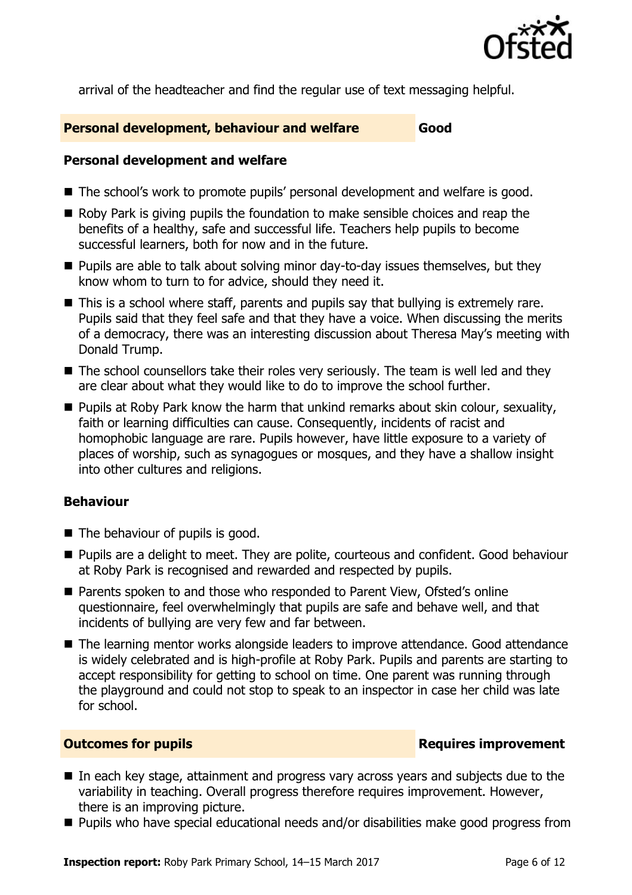arrival of the headteacher and find the regular use of text messaging helpful.

## Personal development, behaviour and welfare — Good

### Personal development and welfare

- The school's work to promote pupils' personal development and welfare is good.
- Roby Park is giving pupils the foundation to make sensible choices and reap the benefits of a healthy, safe and successful life. Teachers help pupils to become successful learners, both for now and in the future.
- Pupils are able to talk about solving minor day-to-day issues themselves, but they know whom to turn to for advice, should they need it.
- This is a school where staff, parents and pupils say that bullying is extremely rare. Pupils said that they feel safe and that they have a voice. When discussing the merits of a democracy, there was an interesting discussion about Theresa May's meeting with Donald Trump.
- The school counsellors take their roles very seriously. The team is well led and they are clear about what they would like to do to improve the school further.
- Pupils at Roby Park know the harm that unkind remarks about skin colour, sexuality, faith or learning difficulties can cause. Consequently, incidents of racist and homophobic language are rare. Pupils however, have little exposure to a variety of places of worship, such as synagogues or mosques, and they have a shallow insight into other cultures and religions.

### Behaviour

- The behaviour of pupils is good.
- Pupils are a delight to meet. They are polite, courteous and confident. Good behaviour at Roby Park is recognised and rewarded and respected by pupils.
- Parents spoken to and those who responded to Parent View, Ofsted's online questionnaire, feel overwhelmingly that pupils are safe and behave well, and that incidents of bullying are very few and far between.
- The learning mentor works alongside leaders to improve attendance. Good attendance is widely celebrated and is high-profile at Roby Park. Pupils and parents are starting to accept responsibility for getting to school on time. One parent was running through the playground and could not stop to speak to an inspector in case her child was late for school.

## Outcomes for pupils — Requires improvement

- In each key stage, attainment and progress vary across years and subjects due to the variability in teaching. Overall progress therefore requires improvement. However, there is an improving picture.
- Pupils who have special educational needs and/or disabilities make good progress from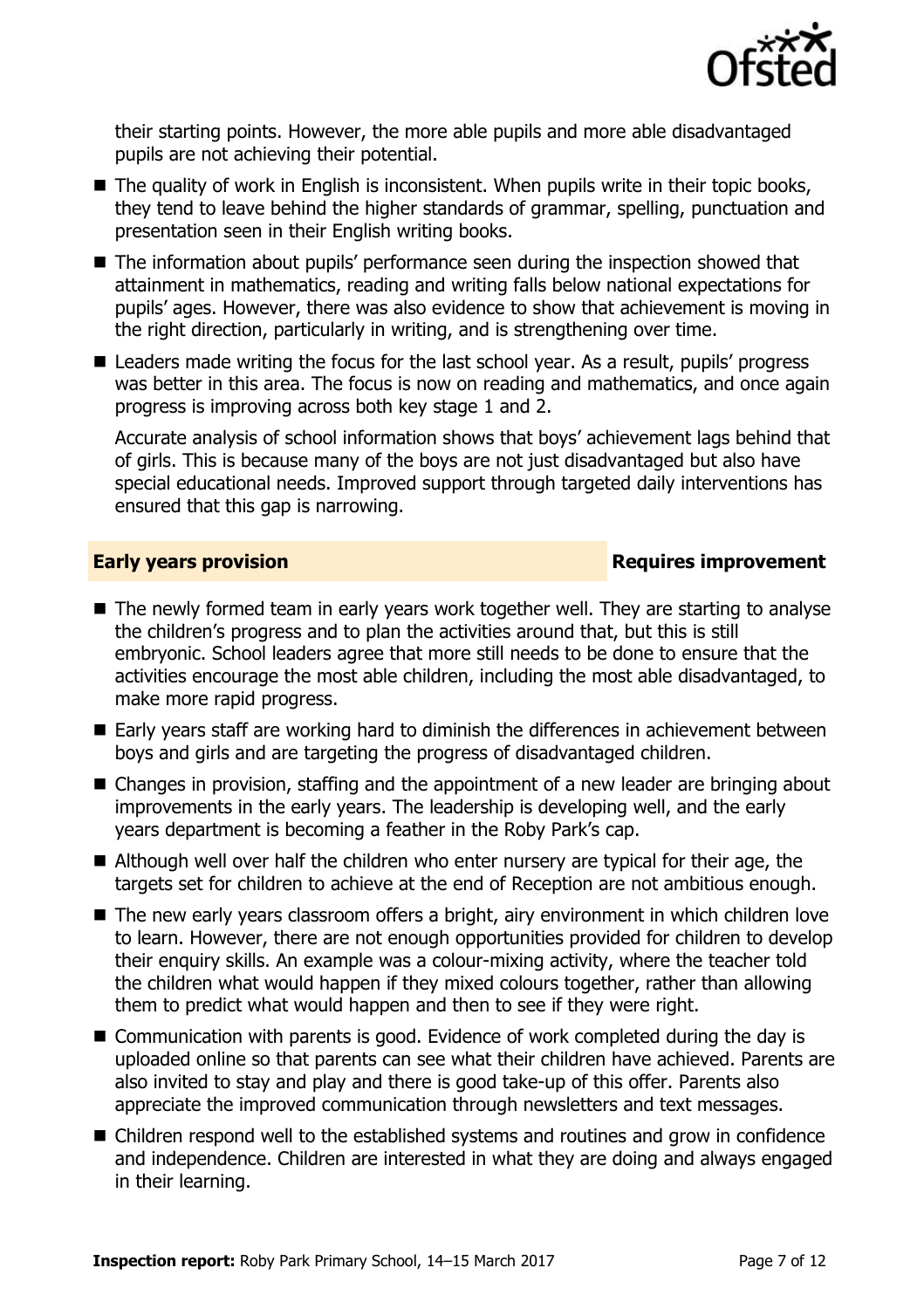their starting points. However, the more able pupils and more able disadvantaged pupils are not achieving their potential.

- The quality of work in English is inconsistent. When pupils write in their topic books, they tend to leave behind the higher standards of grammar, spelling, punctuation and presentation seen in their English writing books.
- The information about pupils' performance seen during the inspection showed that attainment in mathematics, reading and writing falls below national expectations for pupils' ages. However, there was also evidence to show that achievement is moving in the right direction, particularly in writing, and is strengthening over time.
- Leaders made writing the focus for the last school year. As a result, pupils' progress was better in this area. The focus is now on reading and mathematics, and once again progress is improving across both key stage 1 and 2.

  Accurate analysis of school information shows that boys' achievement lags behind that of girls. This is because many of the boys are not just disadvantaged but also have special educational needs. Improved support through targeted daily interventions has ensured that this gap is narrowing.

## Early years provision — Requires improvement

- The newly formed team in early years work together well. They are starting to analyse the children's progress and to plan the activities around that, but this is still embryonic. School leaders agree that more still needs to be done to ensure that the activities encourage the most able children, including the most able disadvantaged, to make more rapid progress.
- Early years staff are working hard to diminish the differences in achievement between boys and girls and are targeting the progress of disadvantaged children.
- Changes in provision, staffing and the appointment of a new leader are bringing about improvements in the early years. The leadership is developing well, and the early years department is becoming a feather in the Roby Park's cap.
- Although well over half the children who enter nursery are typical for their age, the targets set for children to achieve at the end of Reception are not ambitious enough.
- The new early years classroom offers a bright, airy environment in which children love to learn. However, there are not enough opportunities provided for children to develop their enquiry skills. An example was a colour-mixing activity, where the teacher told the children what would happen if they mixed colours together, rather than allowing them to predict what would happen and then to see if they were right.
- Communication with parents is good. Evidence of work completed during the day is uploaded online so that parents can see what their children have achieved. Parents are also invited to stay and play and there is good take-up of this offer. Parents also appreciate the improved communication through newsletters and text messages.
- Children respond well to the established systems and routines and grow in confidence and independence. Children are interested in what they are doing and always engaged in their learning.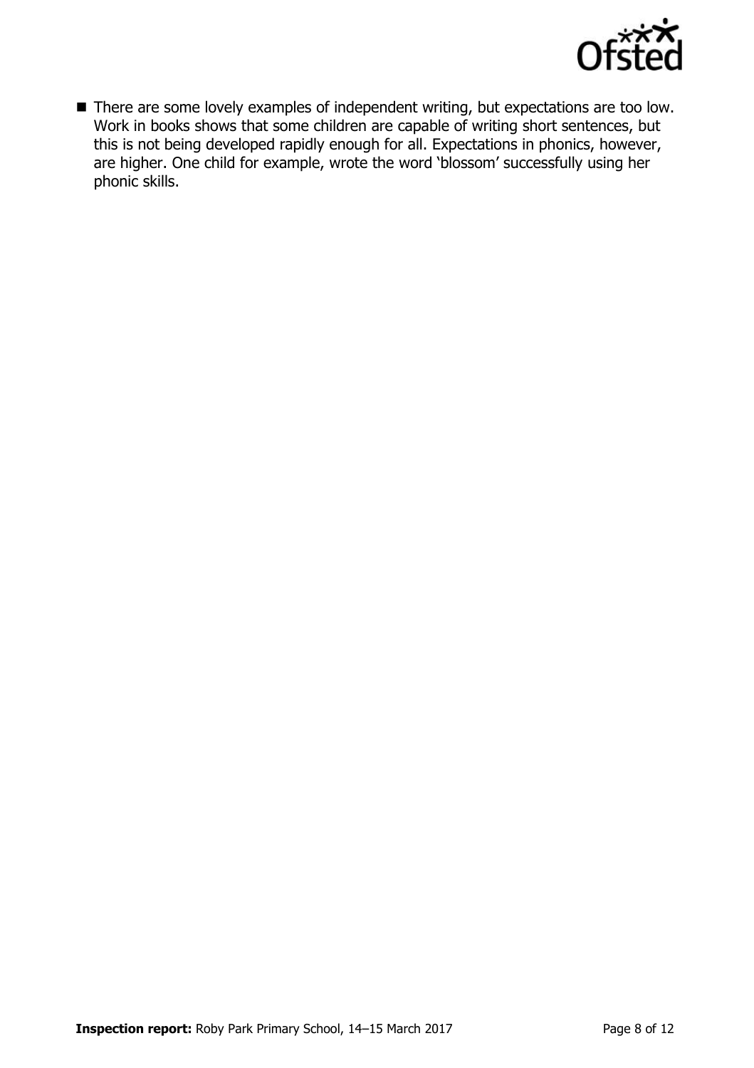- There are some lovely examples of independent writing, but expectations are too low. Work in books shows that some children are capable of writing short sentences, but this is not being developed rapidly enough for all. Expectations in phonics, however, are higher. One child for example, wrote the word 'blossom' successfully using her phonic skills.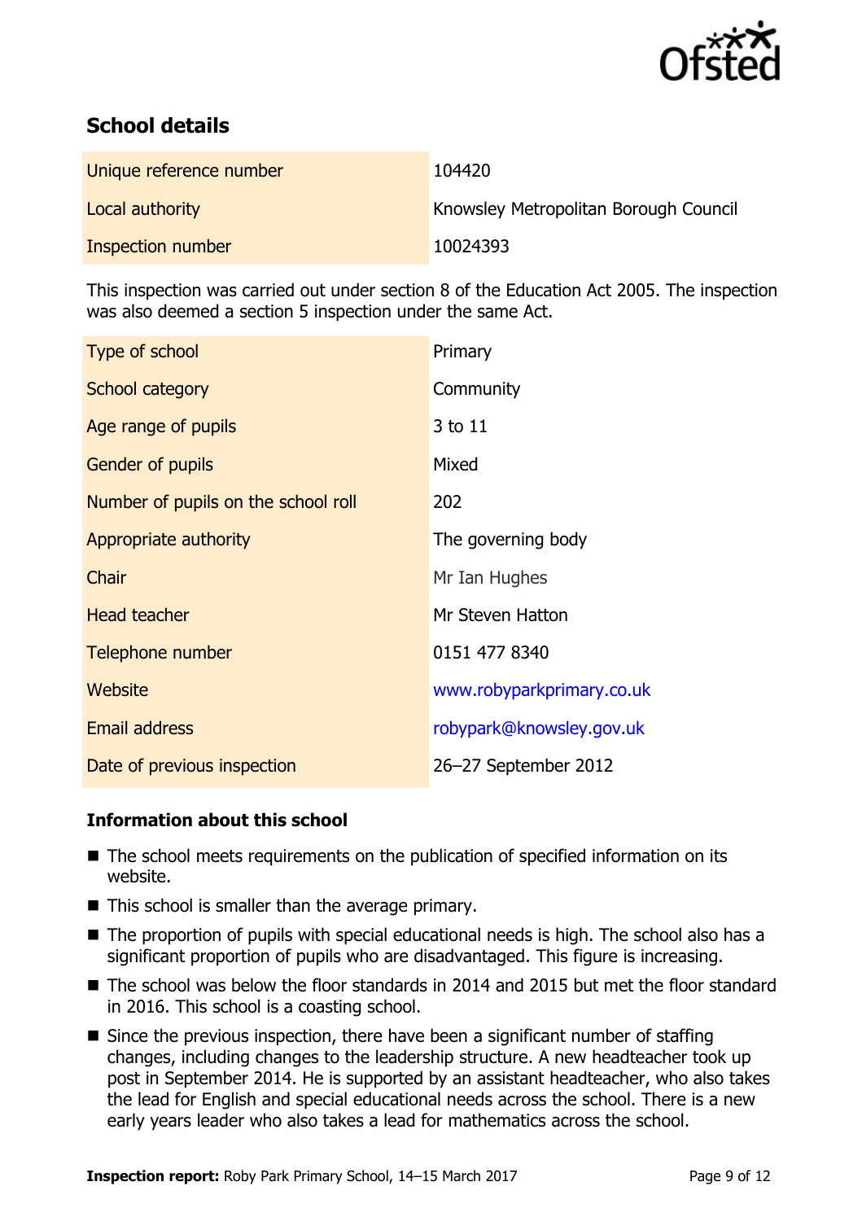## School details

| | |
|---|---|
| Unique reference number | 104420 |
| Local authority | Knowsley Metropolitan Borough Council |
| Inspection number | 10024393 |

This inspection was carried out under section 8 of the Education Act 2005. The inspection was also deemed a section 5 inspection under the same Act.

| | |
|---|---|
| Type of school | Primary |
| School category | Community |
| Age range of pupils | 3 to 11 |
| Gender of pupils | Mixed |
| Number of pupils on the school roll | 202 |
| Appropriate authority | The governing body |
| Chair | Mr Ian Hughes |
| Head teacher | Mr Steven Hatton |
| Telephone number | 0151 477 8340 |
| Website | www.robyparkprimary.co.uk |
| Email address | robypark@knowsley.gov.uk |
| Date of previous inspection | 26–27 September 2012 |

### Information about this school

- The school meets requirements on the publication of specified information on its website.
- This school is smaller than the average primary.
- The proportion of pupils with special educational needs is high. The school also has a significant proportion of pupils who are disadvantaged. This figure is increasing.
- The school was below the floor standards in 2014 and 2015 but met the floor standard in 2016. This school is a coasting school.
- Since the previous inspection, there have been a significant number of staffing changes, including changes to the leadership structure. A new headteacher took up post in September 2014. He is supported by an assistant headteacher, who also takes the lead for English and special educational needs across the school. There is a new early years leader who also takes a lead for mathematics across the school.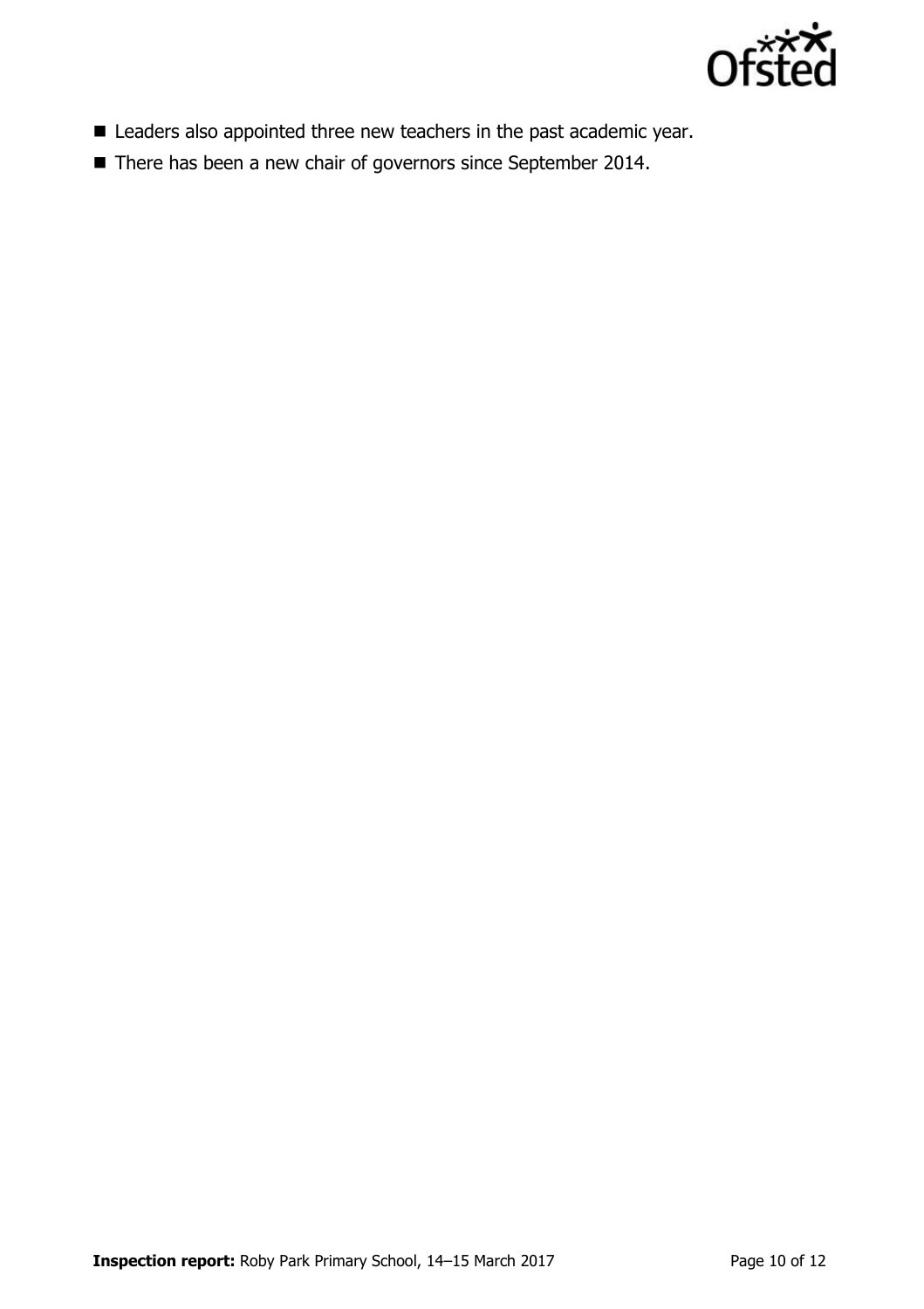- Leaders also appointed three new teachers in the past academic year.
- There has been a new chair of governors since September 2014.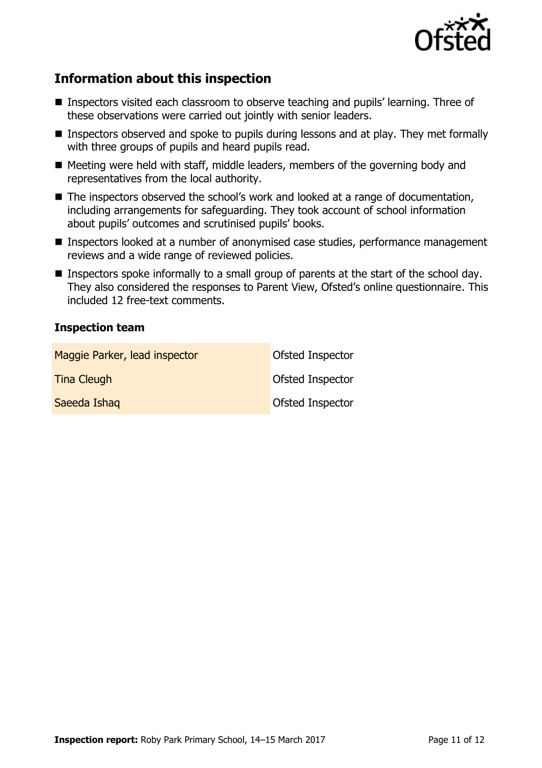## Information about this inspection

- Inspectors visited each classroom to observe teaching and pupils' learning. Three of these observations were carried out jointly with senior leaders.
- Inspectors observed and spoke to pupils during lessons and at play. They met formally with three groups of pupils and heard pupils read.
- Meeting were held with staff, middle leaders, members of the governing body and representatives from the local authority.
- The inspectors observed the school's work and looked at a range of documentation, including arrangements for safeguarding. They took account of school information about pupils' outcomes and scrutinised pupils' books.
- Inspectors looked at a number of anonymised case studies, performance management reviews and a wide range of reviewed policies.
- Inspectors spoke informally to a small group of parents at the start of the school day. They also considered the responses to Parent View, Ofsted's online questionnaire. This included 12 free-text comments.

### Inspection team

| | |
|---|---|
| Maggie Parker, lead inspector | Ofsted Inspector |
| Tina Cleugh | Ofsted Inspector |
| Saeeda Ishaq | Ofsted Inspector |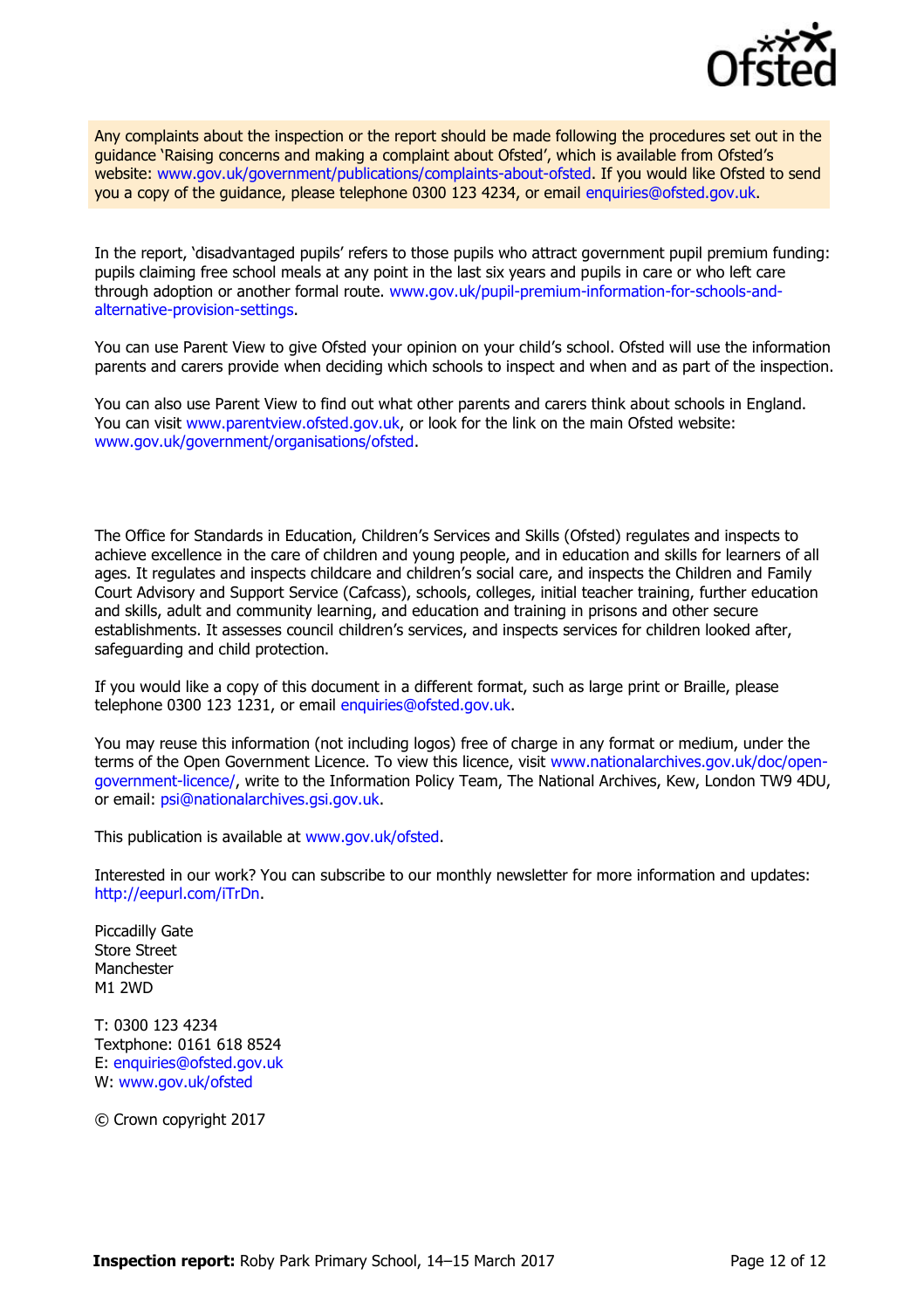Any complaints about the inspection or the report should be made following the procedures set out in the guidance 'Raising concerns and making a complaint about Ofsted', which is available from Ofsted's website: www.gov.uk/government/publications/complaints-about-ofsted. If you would like Ofsted to send you a copy of the guidance, please telephone 0300 123 4234, or email enquiries@ofsted.gov.uk.

In the report, 'disadvantaged pupils' refers to those pupils who attract government pupil premium funding: pupils claiming free school meals at any point in the last six years and pupils in care or who left care through adoption or another formal route. www.gov.uk/pupil-premium-information-for-schools-and-alternative-provision-settings.

You can use Parent View to give Ofsted your opinion on your child's school. Ofsted will use the information parents and carers provide when deciding which schools to inspect and when and as part of the inspection.

You can also use Parent View to find out what other parents and carers think about schools in England. You can visit www.parentview.ofsted.gov.uk, or look for the link on the main Ofsted website: www.gov.uk/government/organisations/ofsted.

The Office for Standards in Education, Children's Services and Skills (Ofsted) regulates and inspects to achieve excellence in the care of children and young people, and in education and skills for learners of all ages. It regulates and inspects childcare and children's social care, and inspects the Children and Family Court Advisory and Support Service (Cafcass), schools, colleges, initial teacher training, further education and skills, adult and community learning, and education and training in prisons and other secure establishments. It assesses council children's services, and inspects services for children looked after, safeguarding and child protection.

If you would like a copy of this document in a different format, such as large print or Braille, please telephone 0300 123 1231, or email enquiries@ofsted.gov.uk.

You may reuse this information (not including logos) free of charge in any format or medium, under the terms of the Open Government Licence. To view this licence, visit www.nationalarchives.gov.uk/doc/open-government-licence/, write to the Information Policy Team, The National Archives, Kew, London TW9 4DU, or email: psi@nationalarchives.gsi.gov.uk.

This publication is available at www.gov.uk/ofsted.

Interested in our work? You can subscribe to our monthly newsletter for more information and updates: http://eepurl.com/iTrDn.

Piccadilly Gate
Store Street
Manchester
M1 2WD

T: 0300 123 4234
Textphone: 0161 618 8524
E: enquiries@ofsted.gov.uk
W: www.gov.uk/ofsted

© Crown copyright 2017